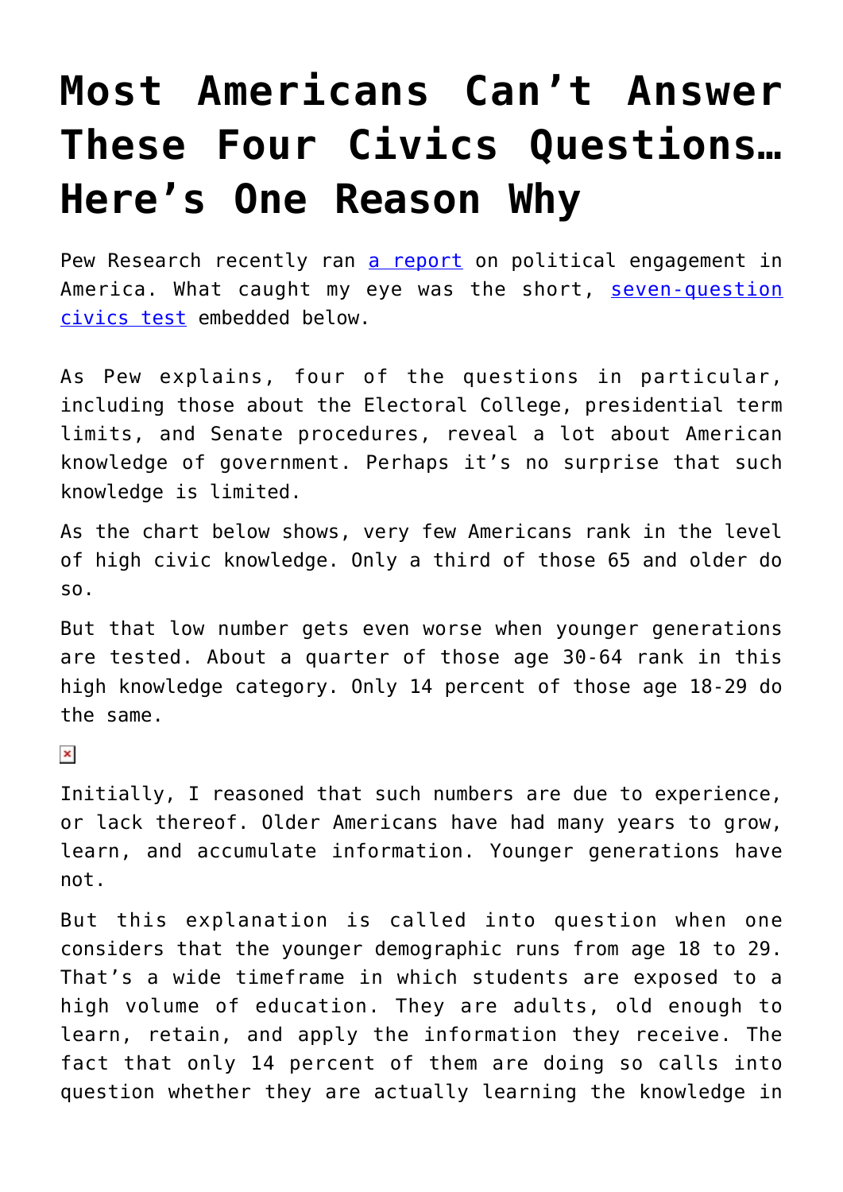# Most Americans Can't Answer These Four Civics Questions… Here's One Reason Why

Pew Research recently ran [a report](#) on political engagement in America. What caught my eye was the short, [seven-question civics test](#) embedded below.

As Pew explains, four of the questions in particular, including those about the Electoral College, presidential term limits, and Senate procedures, reveal a lot about American knowledge of government. Perhaps it's no surprise that such knowledge is limited.

As the chart below shows, very few Americans rank in the level of high civic knowledge. Only a third of those 65 and older do so.

But that low number gets even worse when younger generations are tested. About a quarter of those age 30-64 rank in this high knowledge category. Only 14 percent of those age 18-29 do the same.

Initially, I reasoned that such numbers are due to experience, or lack thereof. Older Americans have had many years to grow, learn, and accumulate information. Younger generations have not.

But this explanation is called into question when one considers that the younger demographic runs from age 18 to 29. That's a wide timeframe in which students are exposed to a high volume of education. They are adults, old enough to learn, retain, and apply the information they receive. The fact that only 14 percent of them are doing so calls into question whether they are actually learning the knowledge in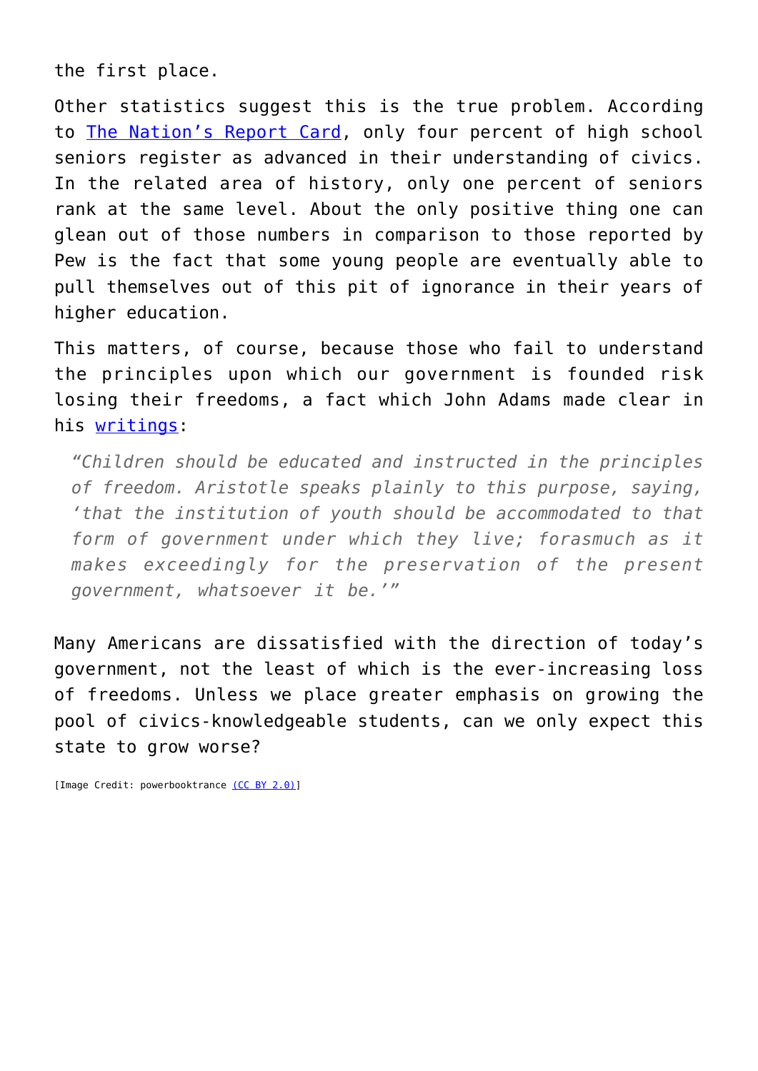the first place.

Other statistics suggest this is the true problem. According to The Nation's Report Card, only four percent of high school seniors register as advanced in their understanding of civics. In the related area of history, only one percent of seniors rank at the same level. About the only positive thing one can glean out of those numbers in comparison to those reported by Pew is the fact that some young people are eventually able to pull themselves out of this pit of ignorance in their years of higher education.

This matters, of course, because those who fail to understand the principles upon which our government is founded risk losing their freedoms, a fact which John Adams made clear in his writings:

> *"Children should be educated and instructed in the principles of freedom. Aristotle speaks plainly to this purpose, saying, 'that the institution of youth should be accommodated to that form of government under which they live; forasmuch as it makes exceedingly for the preservation of the present government, whatsoever it be.'"*

Many Americans are dissatisfied with the direction of today's government, not the least of which is the ever-increasing loss of freedoms. Unless we place greater emphasis on growing the pool of civics-knowledgeable students, can we only expect this state to grow worse?

[Image Credit: powerbooktrance (CC BY 2.0)]